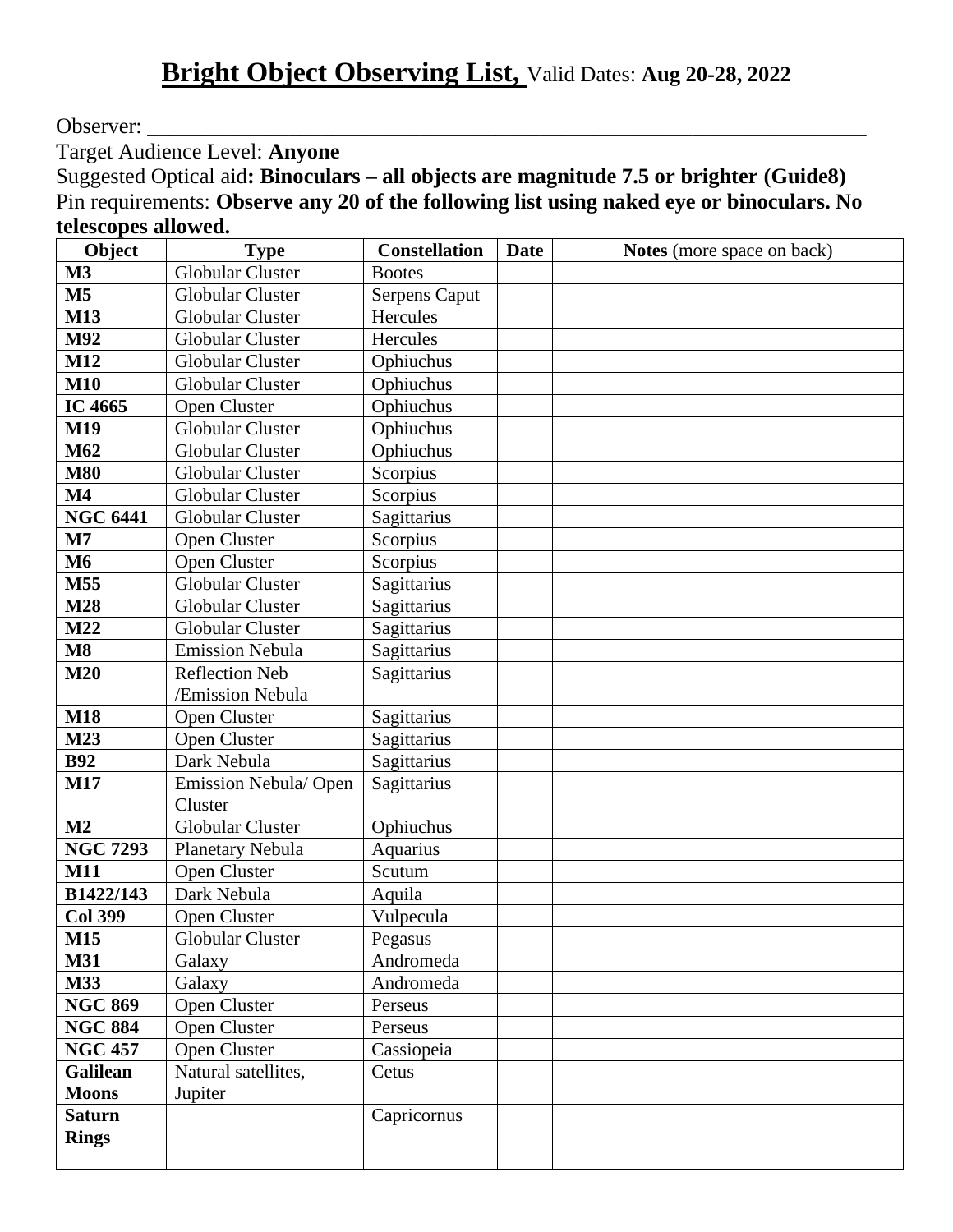# **Bright Object Observing List,** Valid Dates: **Aug 20-28, 2022**

Observer: ____________________________________________________________________

Target Audience Level: **Anyone**

Suggested Optical aid**: Binoculars – all objects are magnitude 7.5 or brighter (Guide8)**

Pin requirements: **Observe any 20 of the following list using naked eye or binoculars. No telescopes allowed.**

| Object | Type | Constellation | Date | **Notes** (more space on back) |
|---|---|---|---|---|
| **M3** | Globular Cluster | Bootes | | |
| **M5** | Globular Cluster | Serpens Caput | | |
| **M13** | Globular Cluster | Hercules | | |
| **M92** | Globular Cluster | Hercules | | |
| **M12** | Globular Cluster | Ophiuchus | | |
| **M10** | Globular Cluster | Ophiuchus | | |
| **IC 4665** | Open Cluster | Ophiuchus | | |
| **M19** | Globular Cluster | Ophiuchus | | |
| **M62** | Globular Cluster | Ophiuchus | | |
| **M80** | Globular Cluster | Scorpius | | |
| **M4** | Globular Cluster | Scorpius | | |
| **NGC 6441** | Globular Cluster | Sagittarius | | |
| **M7** | Open Cluster | Scorpius | | |
| **M6** | Open Cluster | Scorpius | | |
| **M55** | Globular Cluster | Sagittarius | | |
| **M28** | Globular Cluster | Sagittarius | | |
| **M22** | Globular Cluster | Sagittarius | | |
| **M8** | Emission Nebula | Sagittarius | | |
| **M20** | Reflection Neb /Emission Nebula | Sagittarius | | |
| **M18** | Open Cluster | Sagittarius | | |
| **M23** | Open Cluster | Sagittarius | | |
| **B92** | Dark Nebula | Sagittarius | | |
| **M17** | Emission Nebula/ Open Cluster | Sagittarius | | |
| **M2** | Globular Cluster | Ophiuchus | | |
| **NGC 7293** | Planetary Nebula | Aquarius | | |
| **M11** | Open Cluster | Scutum | | |
| **B1422/143** | Dark Nebula | Aquila | | |
| **Col 399** | Open Cluster | Vulpecula | | |
| **M15** | Globular Cluster | Pegasus | | |
| **M31** | Galaxy | Andromeda | | |
| **M33** | Galaxy | Andromeda | | |
| **NGC 869** | Open Cluster | Perseus | | |
| **NGC 884** | Open Cluster | Perseus | | |
| **NGC 457** | Open Cluster | Cassiopeia | | |
| **Galilean Moons** | Natural satellites, Jupiter | Cetus | | |
| **Saturn Rings** | | Capricornus | | |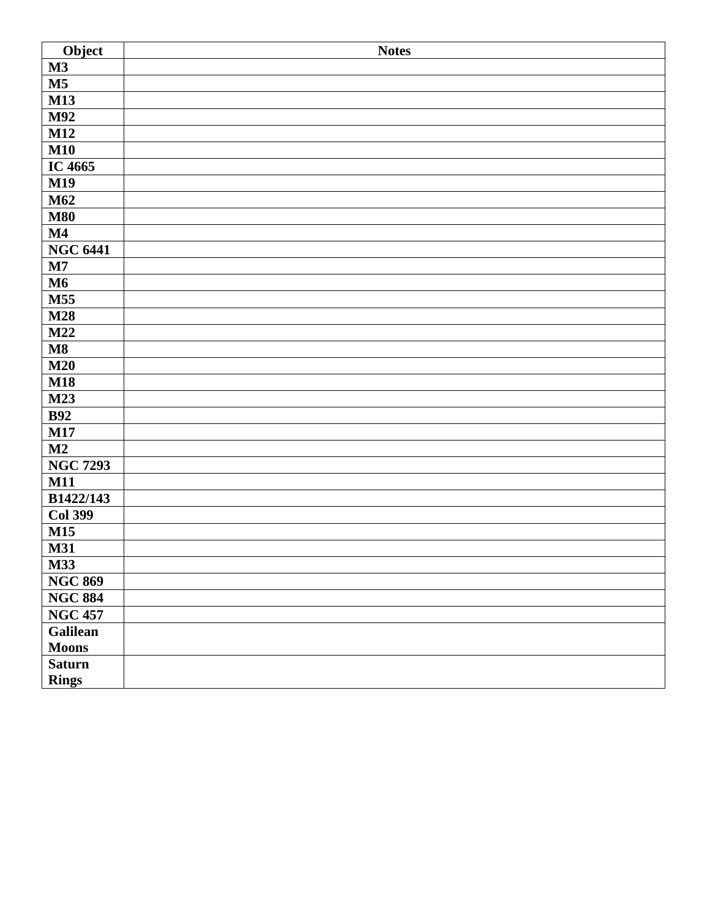| Object | Notes |
| --- | --- |
| **M3** | |
| **M5** | |
| **M13** | |
| **M92** | |
| **M12** | |
| **M10** | |
| **IC 4665** | |
| **M19** | |
| **M62** | |
| **M80** | |
| **M4** | |
| **NGC 6441** | |
| **M7** | |
| **M6** | |
| **M55** | |
| **M28** | |
| **M22** | |
| **M8** | |
| **M20** | |
| **M18** | |
| **M23** | |
| **B92** | |
| **M17** | |
| **M2** | |
| **NGC 7293** | |
| **M11** | |
| **B1422/143** | |
| **Col 399** | |
| **M15** | |
| **M31** | |
| **M33** | |
| **NGC 869** | |
| **NGC 884** | |
| **NGC 457** | |
| **Galilean Moons** | |
| **Saturn Rings** | |